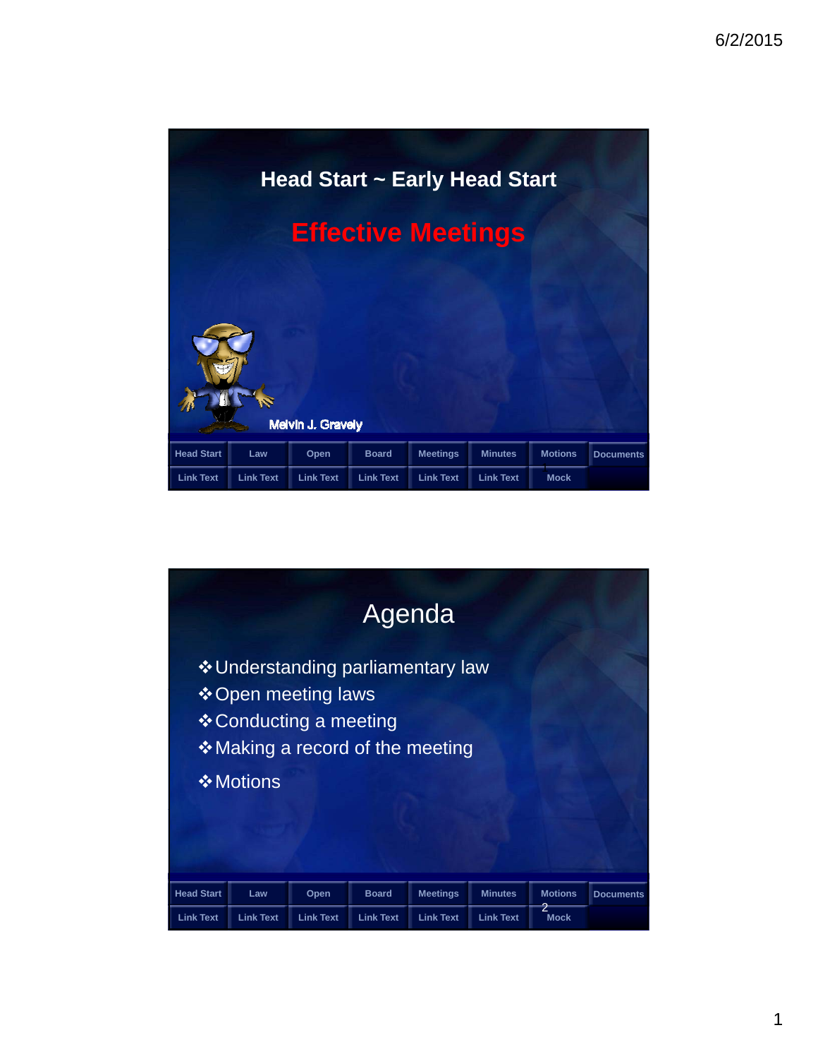# Head Start ~ Early Head Start

## Effective Meetings

Melvin J. Gravely

| Head Start | Law | Open | Board | Meetings | Minutes | Motions | Documents |
|---|---|---|---|---|---|---|---|
| Link Text | Link Text | Link Text | Link Text | Link Text | Link Text | Mock | |

# Agenda

- ❖Understanding parliamentary law
- ❖Open meeting laws
- ❖Conducting a meeting
- ❖Making a record of the meeting
- ❖Motions

| Head Start | Law | Open | Board | Meetings | Minutes | Motions | Documents |
|---|---|---|---|---|---|---|---|
| Link Text | Link Text | Link Text | Link Text | Link Text | Link Text | Mock | |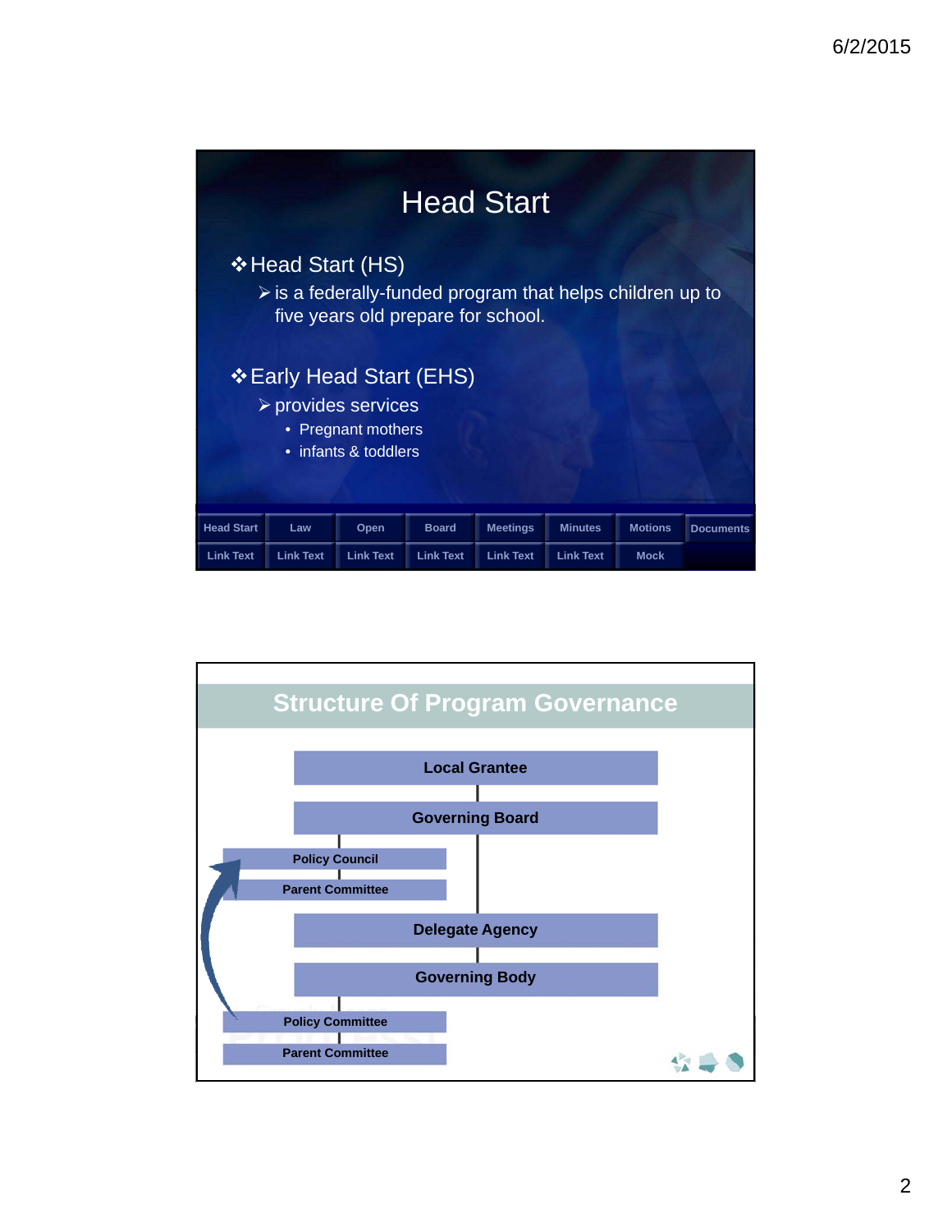# Head Start

- Head Start (HS)
  - is a federally-funded program that helps children up to five years old prepare for school.
- Early Head Start (EHS)
  - provides services
    - Pregnant mothers
    - infants & toddlers

| Head Start | Law | Open | Board | Meetings | Minutes | Motions | Documents |
|---|---|---|---|---|---|---|---|
| Link Text | Link Text | Link Text | Link Text | Link Text | Link Text | Mock | |

# Structure Of Program Governance

- Local Grantee
  - Governing Board
    - Policy Council
      - Parent Committee
    - Delegate Agency
      - Governing Body
        - Policy Committee
          - Parent Committee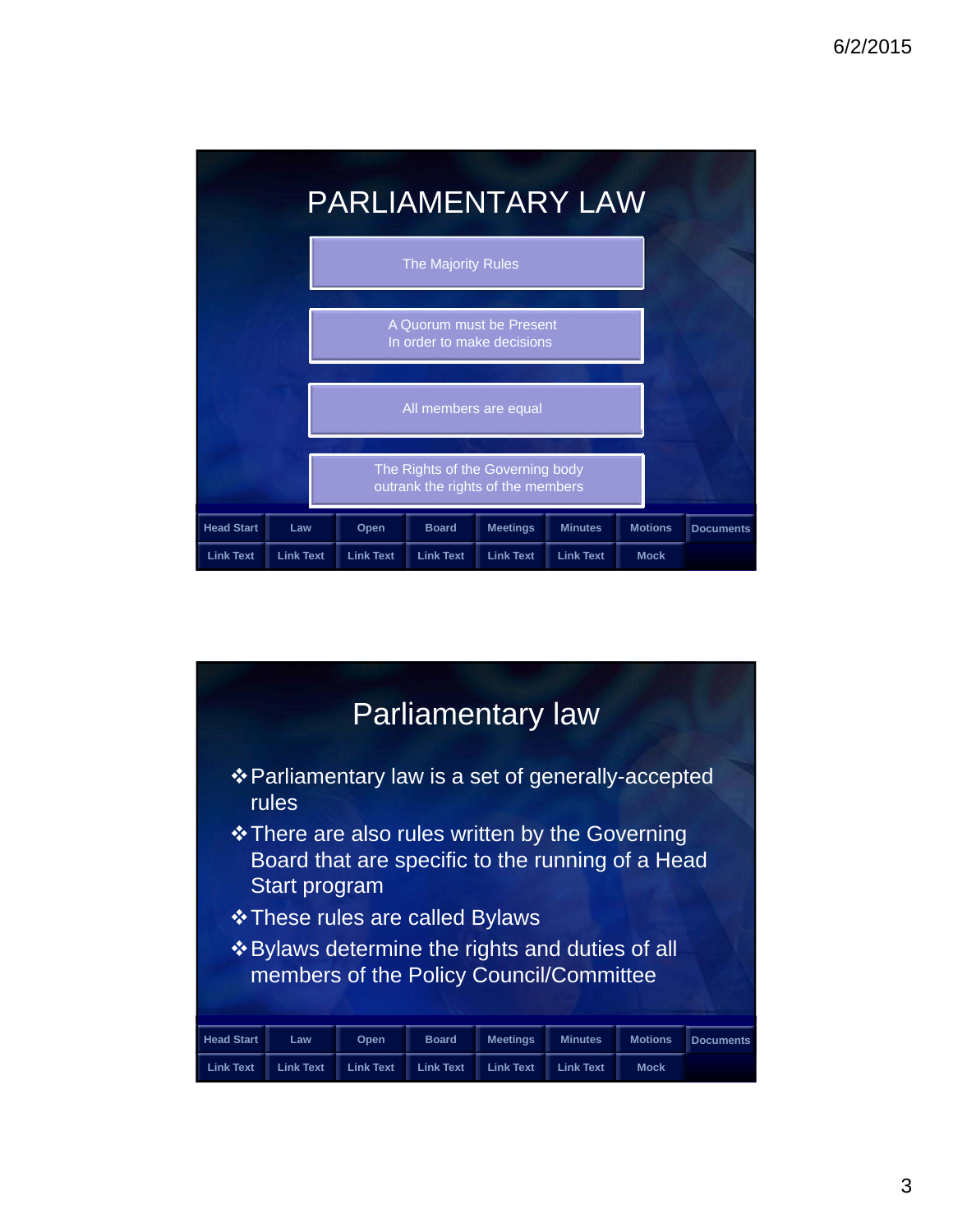# PARLIAMENTARY LAW

The Majority Rules

A Quorum must be Present
In order to make decisions

All members are equal

The Rights of the Governing body
outrank the rights of the members

| Head Start | Law | Open | Board | Meetings | Minutes | Motions | Documents |
|---|---|---|---|---|---|---|---|
| Link Text | Link Text | Link Text | Link Text | Link Text | Link Text | Mock | |

# Parliamentary law

- Parliamentary law is a set of generally-accepted rules
- There are also rules written by the Governing Board that are specific to the running of a Head Start program
- These rules are called Bylaws
- Bylaws determine the rights and duties of all members of the Policy Council/Committee

| Head Start | Law | Open | Board | Meetings | Minutes | Motions | Documents |
|---|---|---|---|---|---|---|---|
| Link Text | Link Text | Link Text | Link Text | Link Text | Link Text | Mock | |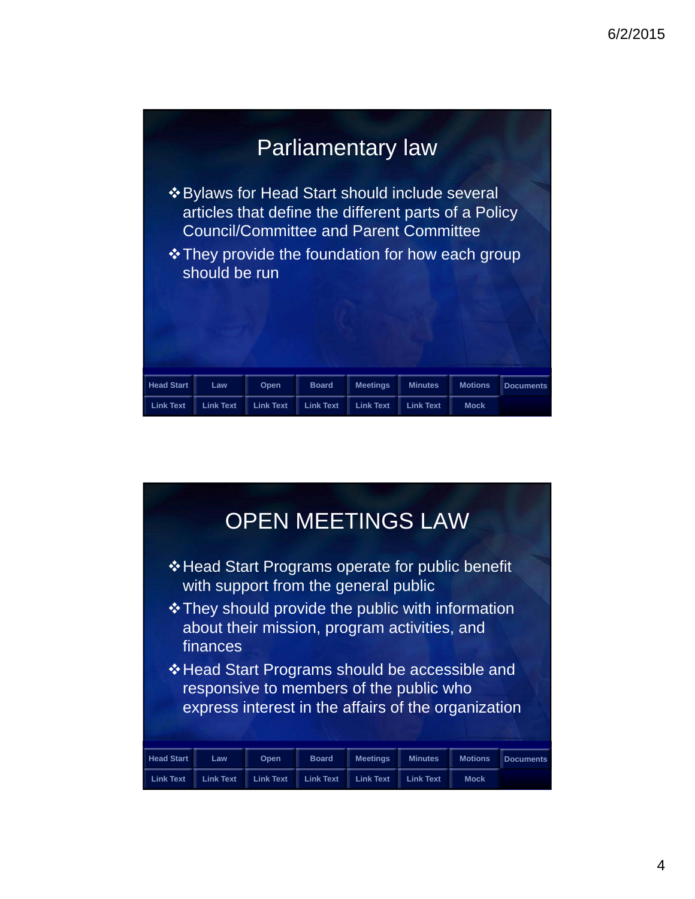## Parliamentary law

- Bylaws for Head Start should include several articles that define the different parts of a Policy Council/Committee and Parent Committee
- They provide the foundation for how each group should be run

| Head Start | Law | Open | Board | Meetings | Minutes | Motions | Documents |
|---|---|---|---|---|---|---|---|
| Link Text | Link Text | Link Text | Link Text | Link Text | Link Text | Mock | |

## OPEN MEETINGS LAW

- Head Start Programs operate for public benefit with support from the general public
- They should provide the public with information about their mission, program activities, and finances
- Head Start Programs should be accessible and responsive to members of the public who express interest in the affairs of the organization

| Head Start | Law | Open | Board | Meetings | Minutes | Motions | Documents |
|---|---|---|---|---|---|---|---|
| Link Text | Link Text | Link Text | Link Text | Link Text | Link Text | Mock | |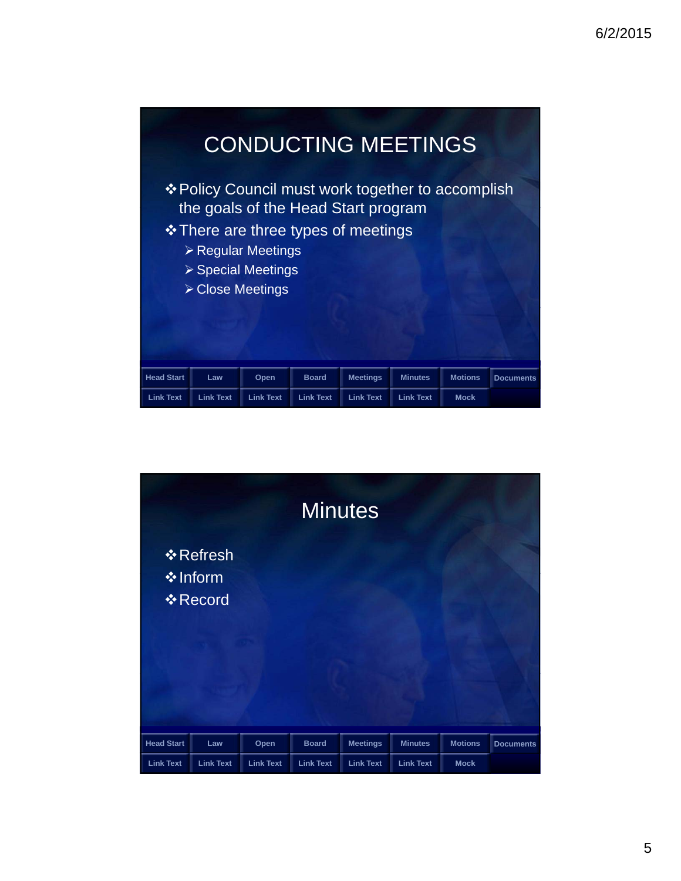# CONDUCTING MEETINGS

- Policy Council must work together to accomplish the goals of the Head Start program
- There are three types of meetings
  - Regular Meetings
  - Special Meetings
  - Close Meetings

| Head Start | Law | Open | Board | Meetings | Minutes | Motions | Documents |
|---|---|---|---|---|---|---|---|
| Link Text | Link Text | Link Text | Link Text | Link Text | Link Text | Mock | |

# Minutes

- Refresh
- Inform
- Record

| Head Start | Law | Open | Board | Meetings | Minutes | Motions | Documents |
|---|---|---|---|---|---|---|---|
| Link Text | Link Text | Link Text | Link Text | Link Text | Link Text | Mock | |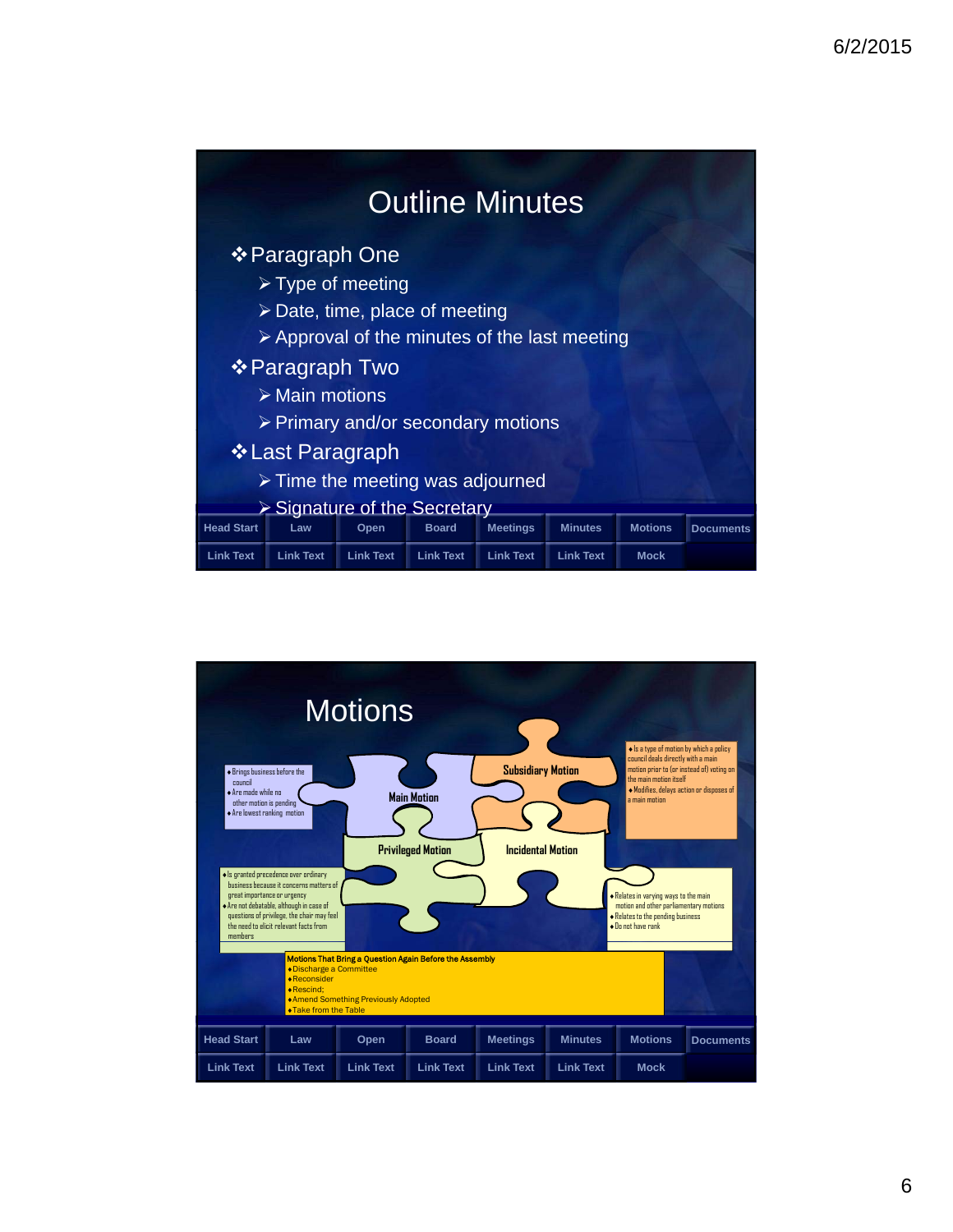## Outline Minutes

- Paragraph One
  - Type of meeting
  - Date, time, place of meeting
  - Approval of the minutes of the last meeting
- Paragraph Two
  - Main motions
  - Primary and/or secondary motions
- Last Paragraph
  - Time the meeting was adjourned
  - Signature of the Secretary

| Head Start | Law | Open | Board | Meetings | Minutes | Motions | Documents |
|---|---|---|---|---|---|---|---|
| Link Text | Link Text | Link Text | Link Text | Link Text | Link Text | Mock | |

## Motions

**Main Motion**
- Brings business before the council
- Are made while no other motion is pending
- Are lowest ranking motion

**Subsidiary Motion**
- Is a type of motion by which a policy council deals directly with a main motion prior to (or instead of) voting on the main motion itself
- Modifies, delays action or disposes of a main motion

**Privileged Motion**
- Is granted precedence over ordinary business because it concerns matters of great importance or urgency
- Are not debatable, although in case of questions of privilege, the chair may feel the need to elicit relevant facts from members

**Incidental Motion**
- Relates in varying ways to the main motion and other parliamentary motions
- Relates to the pending business
- Do not have rank

**Motions That Bring a Question Again Before the Assembly**
- Discharge a Committee
- Reconsider
- Rescind;
- Amend Something Previously Adopted
- Take from the Table

| Head Start | Law | Open | Board | Meetings | Minutes | Motions | Documents |
|---|---|---|---|---|---|---|---|
| Link Text | Link Text | Link Text | Link Text | Link Text | Link Text | Mock | |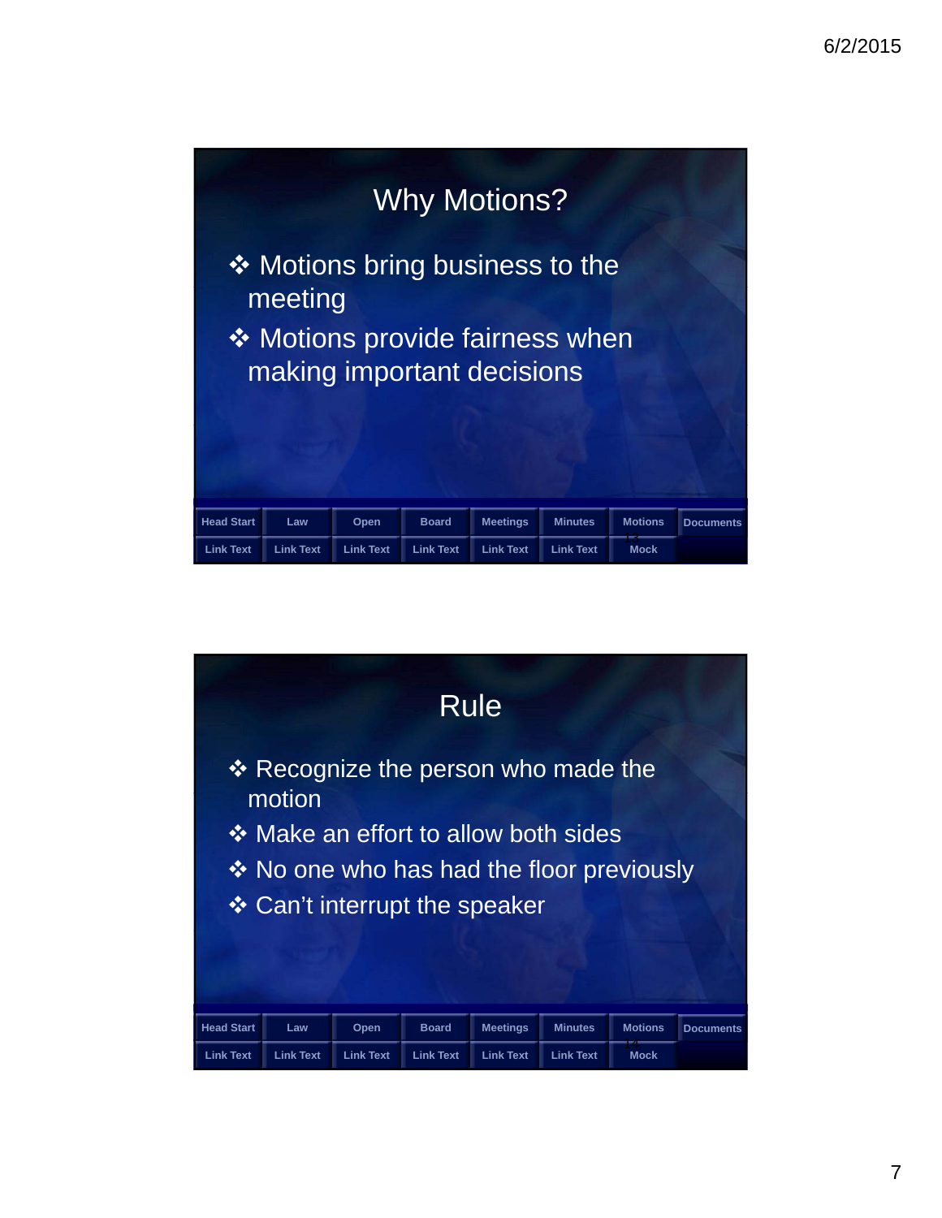## Why Motions?

- Motions bring business to the meeting
- Motions provide fairness when making important decisions

| Head Start | Law | Open | Board | Meetings | Minutes | Motions | Documents |
|---|---|---|---|---|---|---|---|
| Link Text | Link Text | Link Text | Link Text | Link Text | Link Text | Mock | |

## Rule

- Recognize the person who made the motion
- Make an effort to allow both sides
- No one who has had the floor previously
- Can't interrupt the speaker

| Head Start | Law | Open | Board | Meetings | Minutes | Motions | Documents |
|---|---|---|---|---|---|---|---|
| Link Text | Link Text | Link Text | Link Text | Link Text | Link Text | Mock | |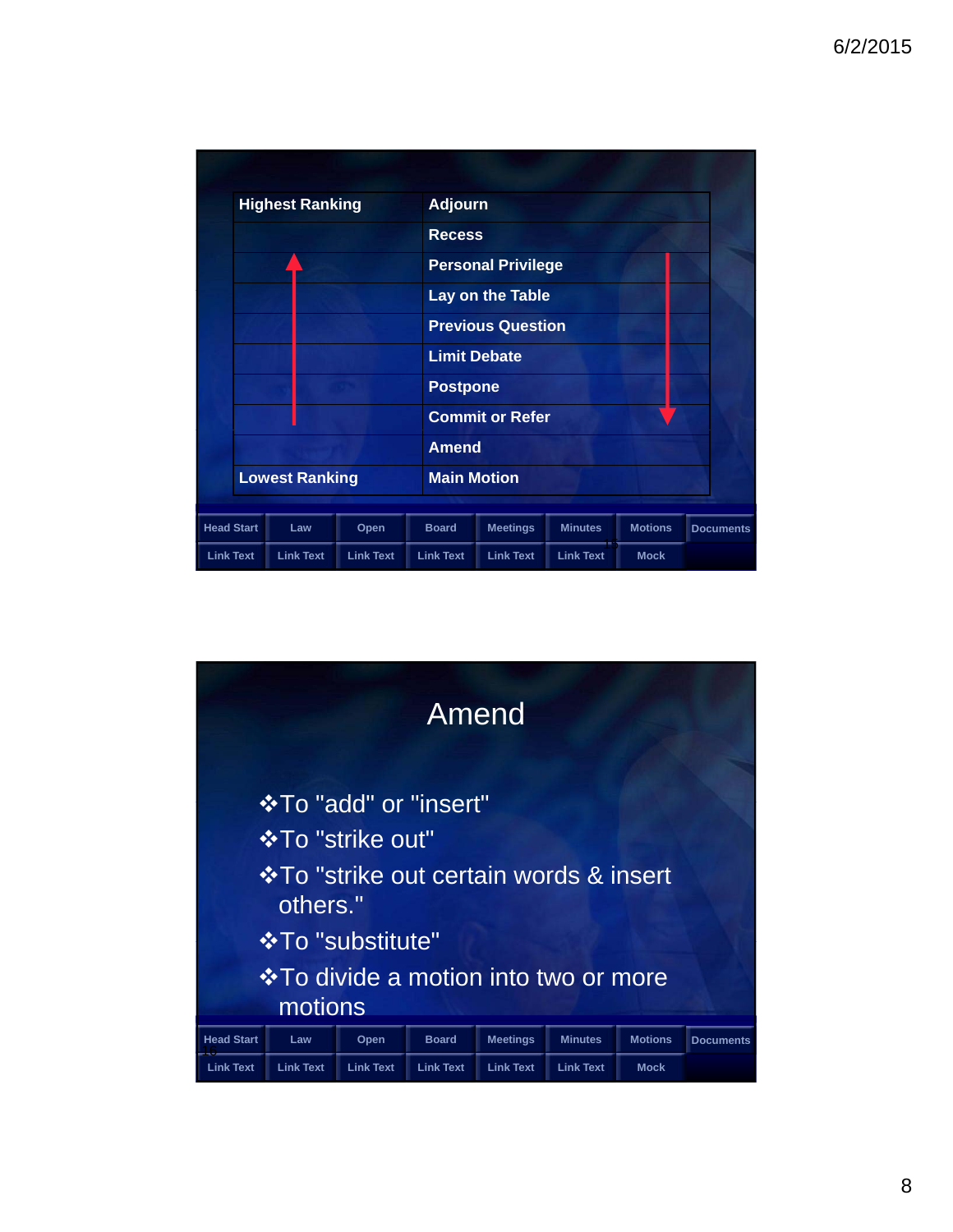| Highest Ranking | Adjourn |
|---|---|
| | Recess |
| | Personal Privilege |
| | Lay on the Table |
| | Previous Question |
| | Limit Debate |
| | Postpone |
| | Commit or Refer |
| | Amend |
| Lowest Ranking | Main Motion |

Head Start | Law | Open | Board | Meetings | Minutes | Motions | Documents
Link Text | Link Text | Link Text | Link Text | Link Text | Link Text | Mock

# Amend

- To "add" or "insert"
- To "strike out"
- To "strike out certain words & insert others."
- To "substitute"
- To divide a motion into two or more motions

Head Start | Law | Open | Board | Meetings | Minutes | Motions | Documents
Link Text | Link Text | Link Text | Link Text | Link Text | Link Text | Mock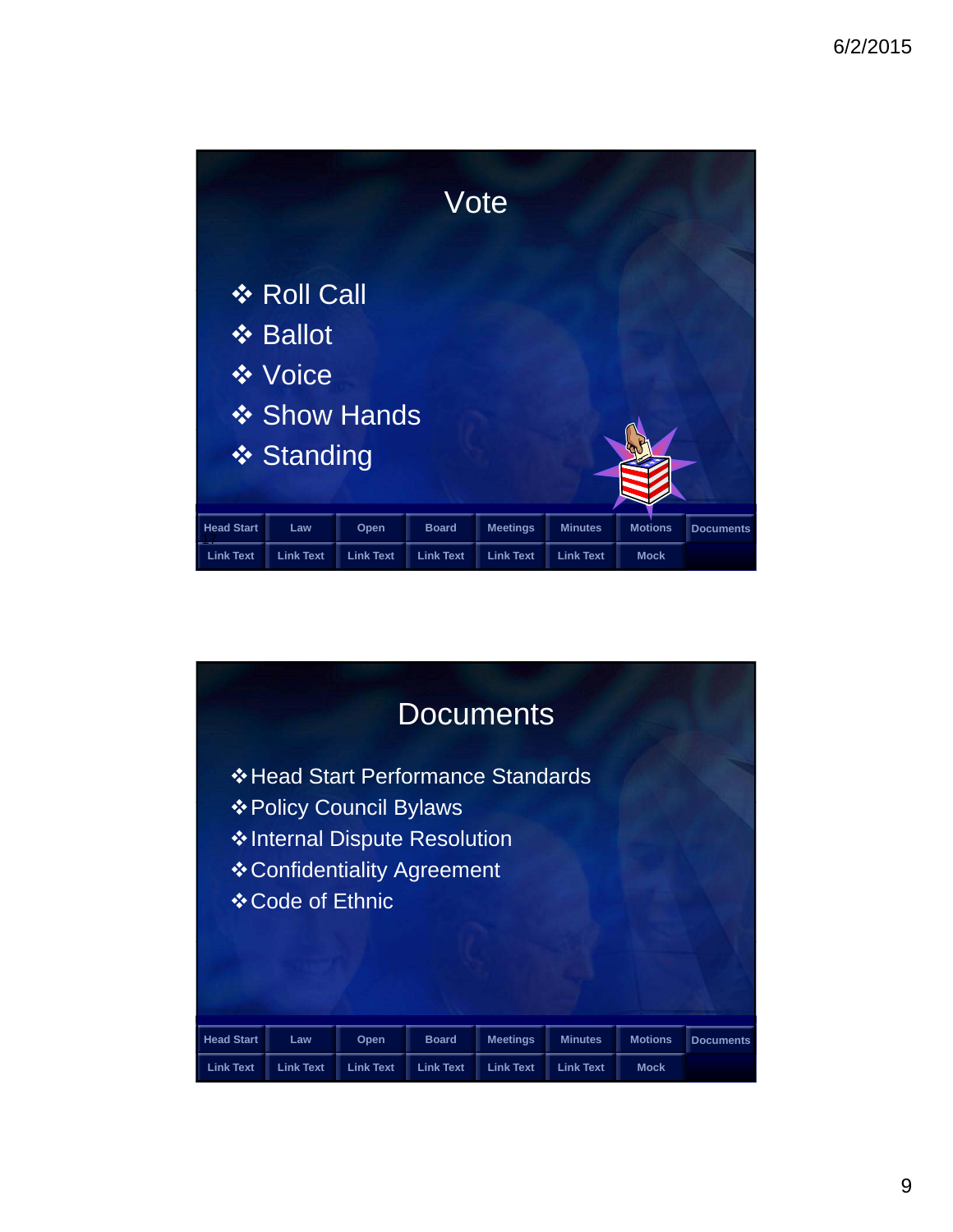# Vote

- Roll Call
- Ballot
- Voice
- Show Hands
- Standing

| Head Start | Law | Open | Board | Meetings | Minutes | Motions | Documents |
|---|---|---|---|---|---|---|---|
| Link Text | Link Text | Link Text | Link Text | Link Text | Link Text | Mock | |

# Documents

- Head Start Performance Standards
- Policy Council Bylaws
- Internal Dispute Resolution
- Confidentiality Agreement
- Code of Ethnic

| Head Start | Law | Open | Board | Meetings | Minutes | Motions | Documents |
|---|---|---|---|---|---|---|---|
| Link Text | Link Text | Link Text | Link Text | Link Text | Link Text | Mock | |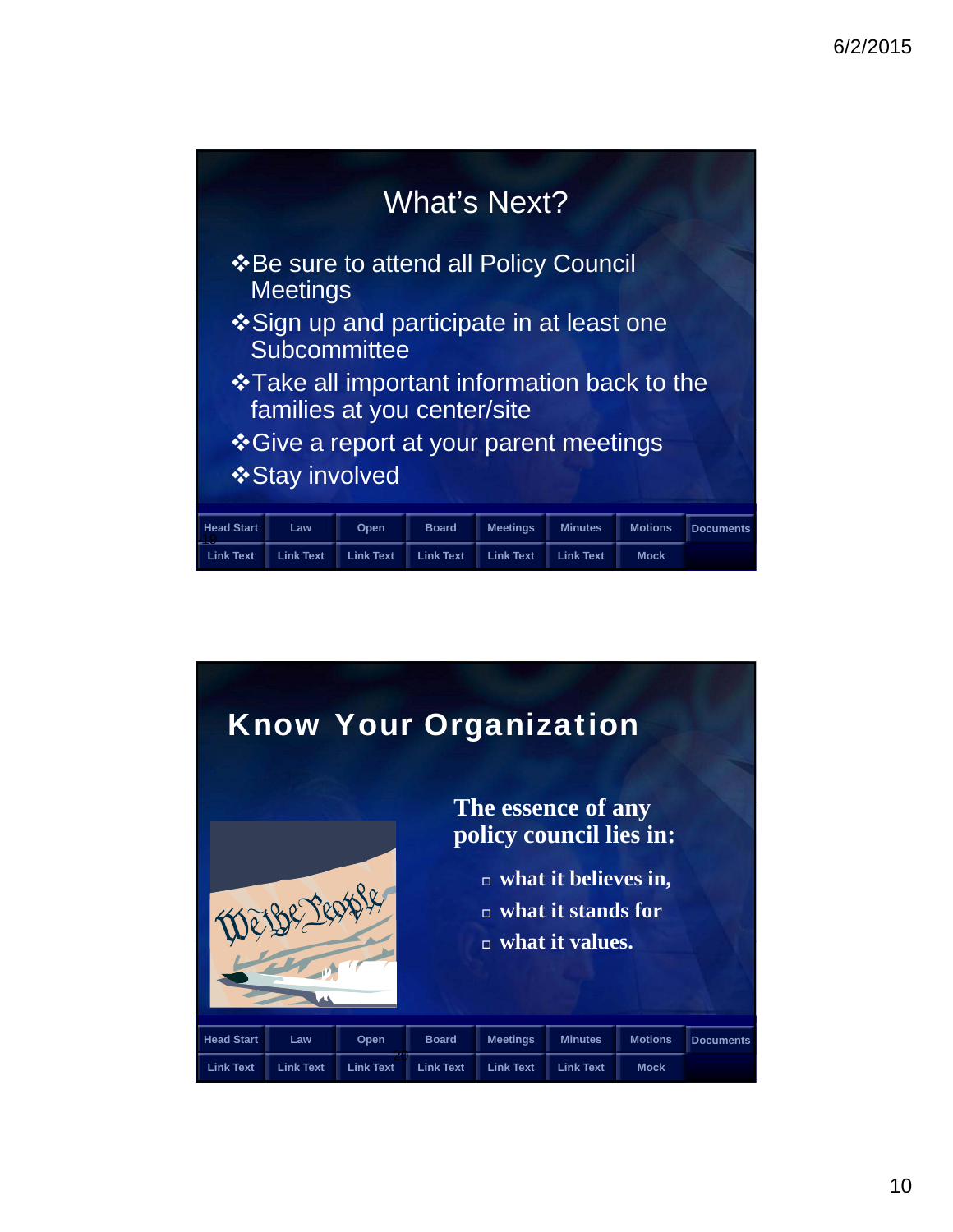## What's Next?

- Be sure to attend all Policy Council Meetings
- Sign up and participate in at least one Subcommittee
- Take all important information back to the families at you center/site
- Give a report at your parent meetings
- Stay involved

| Head Start | Law | Open | Board | Meetings | Minutes | Motions | Documents |
|---|---|---|---|---|---|---|---|
| Link Text | Link Text | Link Text | Link Text | Link Text | Link Text | Mock | |

## Know Your Organization

**The essence of any policy council lies in:**

- **what it believes in,**
- **what it stands for**
- **what it values.**

| Head Start | Law | Open | Board | Meetings | Minutes | Motions | Documents |
|---|---|---|---|---|---|---|---|
| Link Text | Link Text | Link Text | Link Text | Link Text | Link Text | Mock | |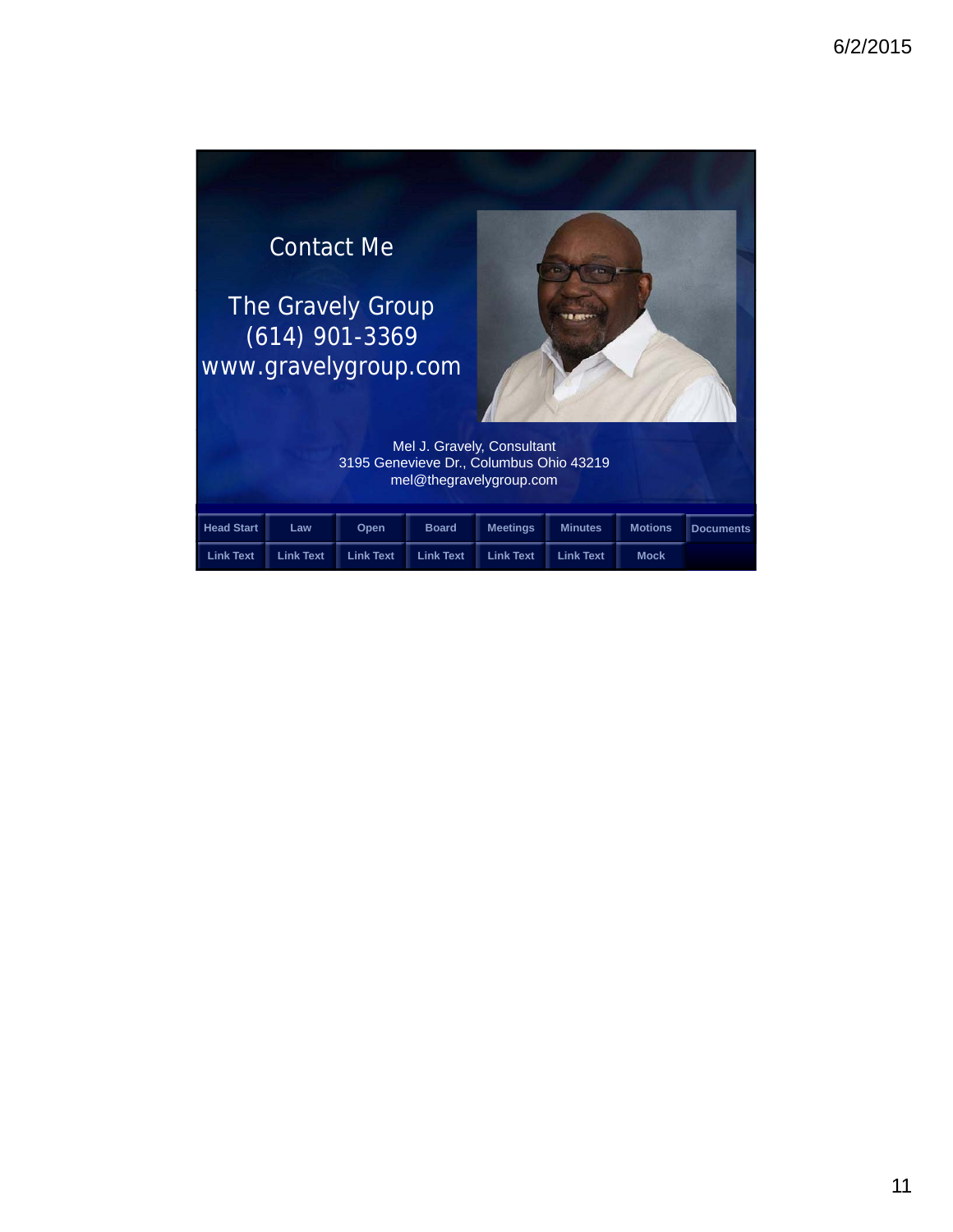# Contact Me

## The Gravely Group
(614) 901-3369
www.gravelygroup.com

Mel J. Gravely, Consultant
3195 Genevieve Dr., Columbus Ohio 43219
mel@thegravelygroup.com

| | | | | | | | |
|---|---|---|---|---|---|---|---|
| Head Start | Law | Open | Board | Meetings | Minutes | Motions | Documents |
| Link Text | Link Text | Link Text | Link Text | Link Text | Link Text | Mock | |